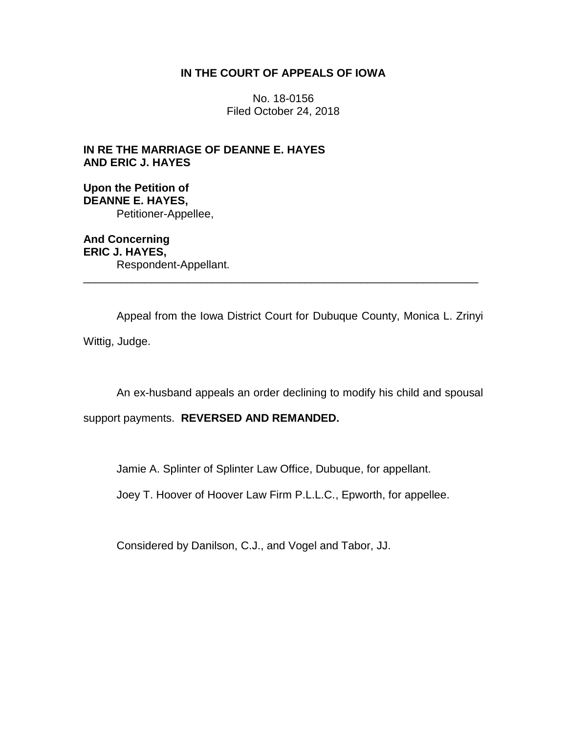**IN THE COURT OF APPEALS OF IOWA**

No. 18-0156
Filed October 24, 2018

**IN RE THE MARRIAGE OF DEANNE E. HAYES AND ERIC J. HAYES**

**Upon the Petition of**
**DEANNE E. HAYES,**
Petitioner-Appellee,

**And Concerning**
**ERIC J. HAYES,**
Respondent-Appellant.

---

Appeal from the Iowa District Court for Dubuque County, Monica L. Zrinyi Wittig, Judge.

An ex-husband appeals an order declining to modify his child and spousal support payments. **REVERSED AND REMANDED.**

Jamie A. Splinter of Splinter Law Office, Dubuque, for appellant.

Joey T. Hoover of Hoover Law Firm P.L.L.C., Epworth, for appellee.

Considered by Danilson, C.J., and Vogel and Tabor, JJ.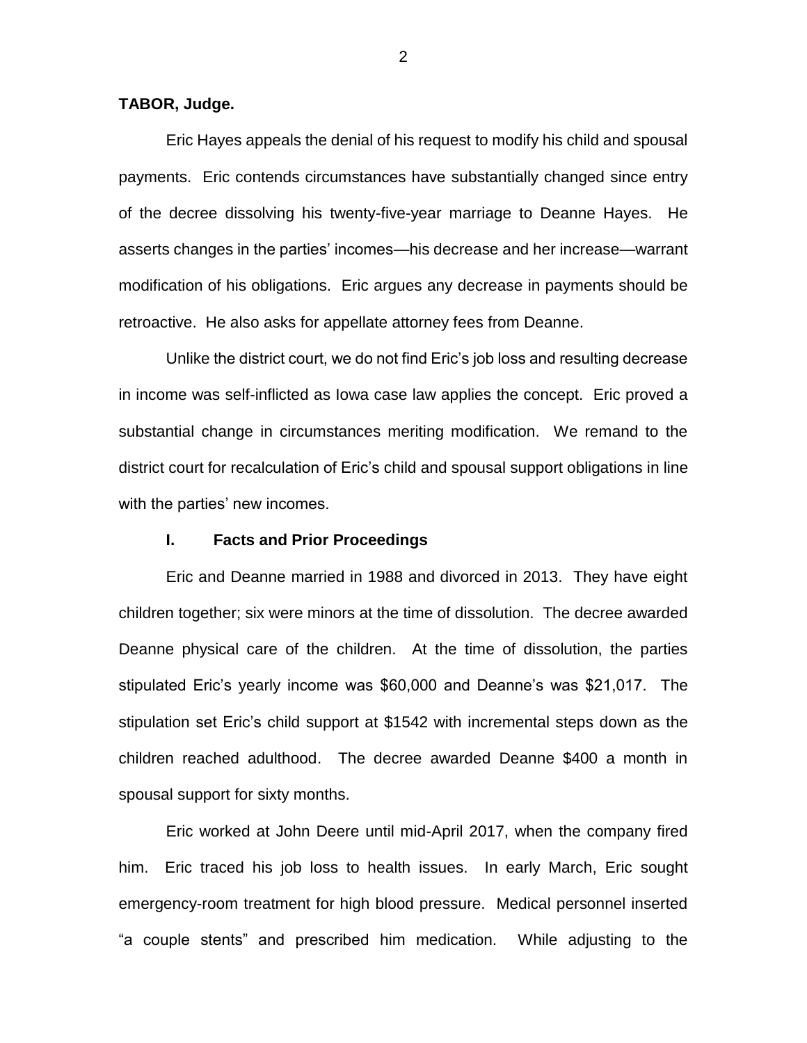**TABOR, Judge.**

Eric Hayes appeals the denial of his request to modify his child and spousal payments. Eric contends circumstances have substantially changed since entry of the decree dissolving his twenty-five-year marriage to Deanne Hayes. He asserts changes in the parties' incomes—his decrease and her increase—warrant modification of his obligations. Eric argues any decrease in payments should be retroactive. He also asks for appellate attorney fees from Deanne.

Unlike the district court, we do not find Eric's job loss and resulting decrease in income was self-inflicted as Iowa case law applies the concept. Eric proved a substantial change in circumstances meriting modification. We remand to the district court for recalculation of Eric's child and spousal support obligations in line with the parties' new incomes.

## I. Facts and Prior Proceedings

Eric and Deanne married in 1988 and divorced in 2013. They have eight children together; six were minors at the time of dissolution. The decree awarded Deanne physical care of the children. At the time of dissolution, the parties stipulated Eric's yearly income was $60,000 and Deanne's was $21,017. The stipulation set Eric's child support at $1542 with incremental steps down as the children reached adulthood. The decree awarded Deanne $400 a month in spousal support for sixty months.

Eric worked at John Deere until mid-April 2017, when the company fired him. Eric traced his job loss to health issues. In early March, Eric sought emergency-room treatment for high blood pressure. Medical personnel inserted "a couple stents" and prescribed him medication. While adjusting to the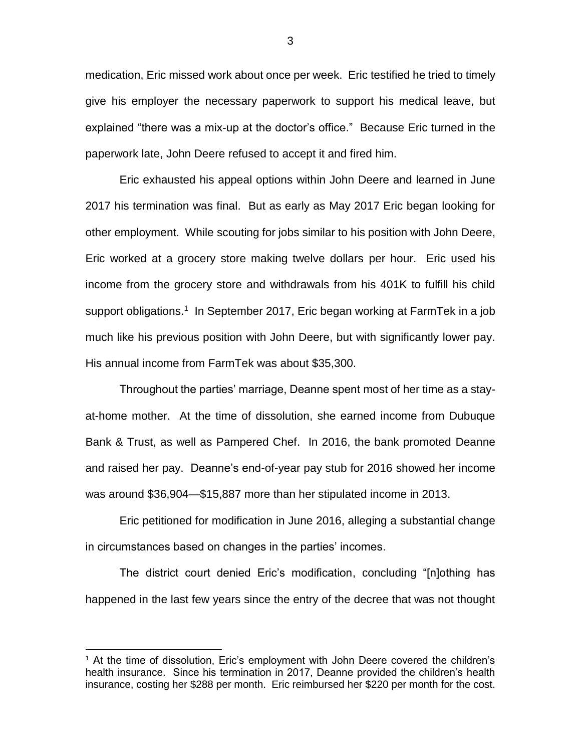medication, Eric missed work about once per week. Eric testified he tried to timely give his employer the necessary paperwork to support his medical leave, but explained "there was a mix-up at the doctor's office." Because Eric turned in the paperwork late, John Deere refused to accept it and fired him.

Eric exhausted his appeal options within John Deere and learned in June 2017 his termination was final. But as early as May 2017 Eric began looking for other employment. While scouting for jobs similar to his position with John Deere, Eric worked at a grocery store making twelve dollars per hour. Eric used his income from the grocery store and withdrawals from his 401K to fulfill his child support obligations.[1] In September 2017, Eric began working at FarmTek in a job much like his previous position with John Deere, but with significantly lower pay. His annual income from FarmTek was about $35,300.

Throughout the parties' marriage, Deanne spent most of her time as a stay-at-home mother. At the time of dissolution, she earned income from Dubuque Bank & Trust, as well as Pampered Chef. In 2016, the bank promoted Deanne and raised her pay. Deanne's end-of-year pay stub for 2016 showed her income was around $36,904—$15,887 more than her stipulated income in 2013.

Eric petitioned for modification in June 2016, alleging a substantial change in circumstances based on changes in the parties' incomes.

The district court denied Eric's modification, concluding "[n]othing has happened in the last few years since the entry of the decree that was not thought

[1] At the time of dissolution, Eric's employment with John Deere covered the children's health insurance. Since his termination in 2017, Deanne provided the children's health insurance, costing her $288 per month. Eric reimbursed her $220 per month for the cost.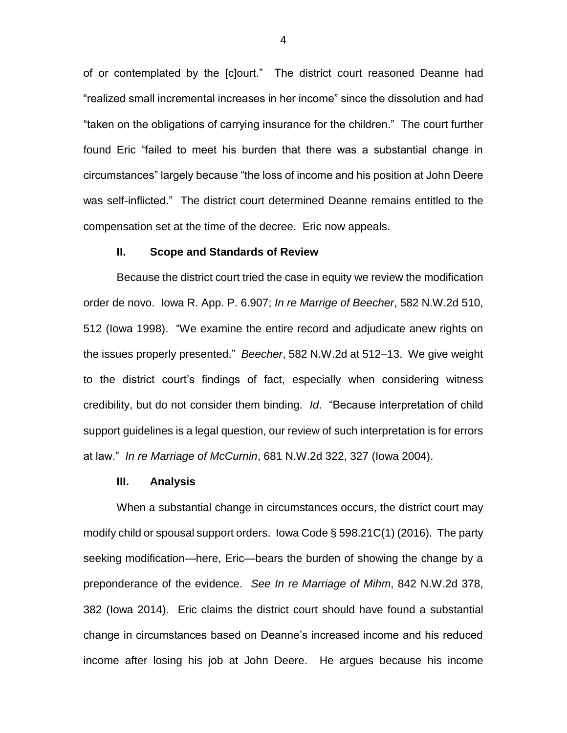of or contemplated by the [c]ourt." The district court reasoned Deanne had "realized small incremental increases in her income" since the dissolution and had "taken on the obligations of carrying insurance for the children." The court further found Eric "failed to meet his burden that there was a substantial change in circumstances" largely because "the loss of income and his position at John Deere was self-inflicted." The district court determined Deanne remains entitled to the compensation set at the time of the decree. Eric now appeals.

## II. Scope and Standards of Review

Because the district court tried the case in equity we review the modification order de novo. Iowa R. App. P. 6.907; *In re Marrige of Beecher*, 582 N.W.2d 510, 512 (Iowa 1998). "We examine the entire record and adjudicate anew rights on the issues properly presented." *Beecher*, 582 N.W.2d at 512–13. We give weight to the district court's findings of fact, especially when considering witness credibility, but do not consider them binding. *Id*. "Because interpretation of child support guidelines is a legal question, our review of such interpretation is for errors at law." *In re Marriage of McCurnin*, 681 N.W.2d 322, 327 (Iowa 2004).

## III. Analysis

When a substantial change in circumstances occurs, the district court may modify child or spousal support orders. Iowa Code § 598.21C(1) (2016). The party seeking modification—here, Eric—bears the burden of showing the change by a preponderance of the evidence. *See In re Marriage of Mihm*, 842 N.W.2d 378, 382 (Iowa 2014). Eric claims the district court should have found a substantial change in circumstances based on Deanne's increased income and his reduced income after losing his job at John Deere. He argues because his income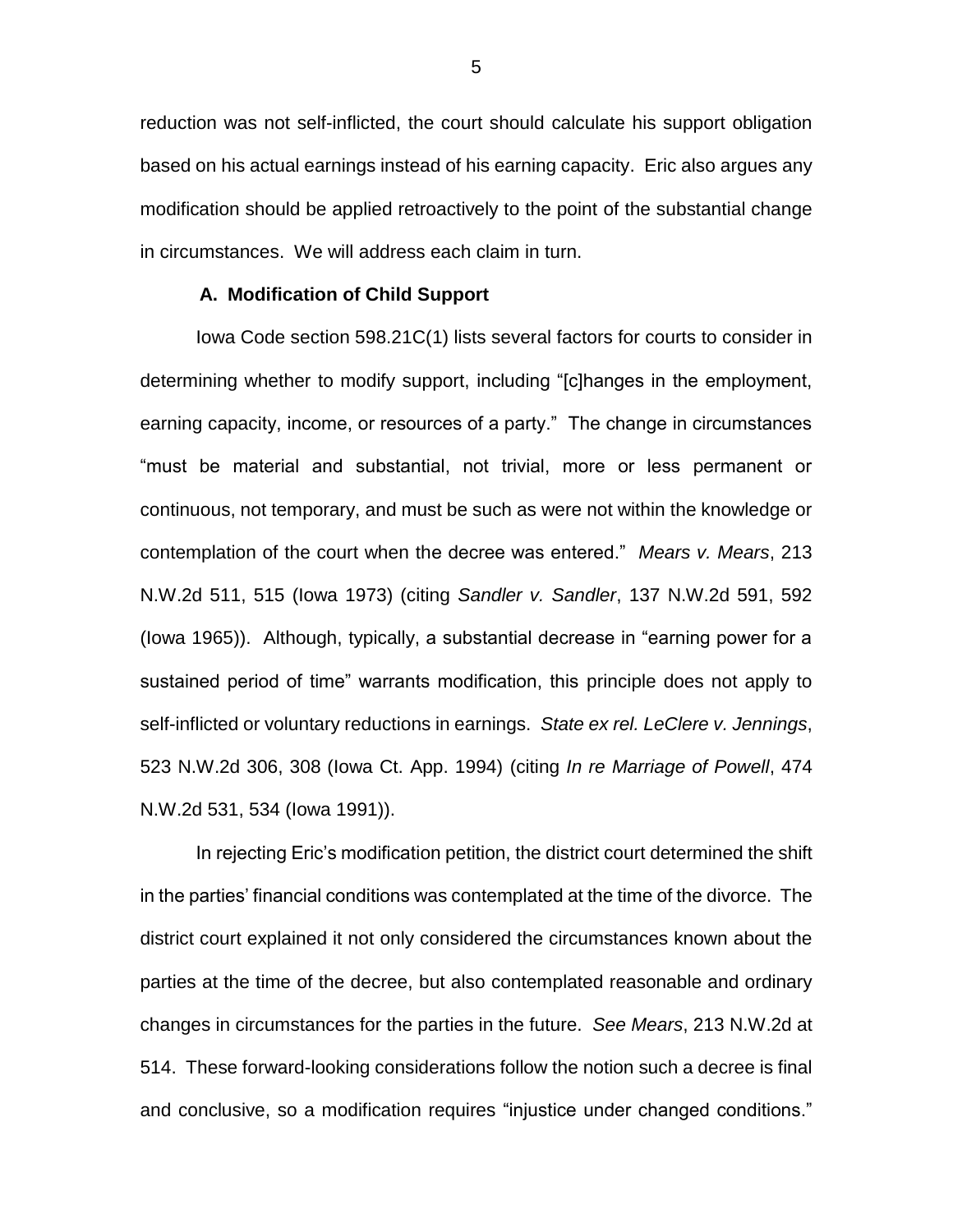reduction was not self-inflicted, the court should calculate his support obligation based on his actual earnings instead of his earning capacity. Eric also argues any modification should be applied retroactively to the point of the substantial change in circumstances. We will address each claim in turn.

### A. Modification of Child Support

Iowa Code section 598.21C(1) lists several factors for courts to consider in determining whether to modify support, including "[c]hanges in the employment, earning capacity, income, or resources of a party." The change in circumstances "must be material and substantial, not trivial, more or less permanent or continuous, not temporary, and must be such as were not within the knowledge or contemplation of the court when the decree was entered." *Mears v. Mears*, 213 N.W.2d 511, 515 (Iowa 1973) (citing *Sandler v. Sandler*, 137 N.W.2d 591, 592 (Iowa 1965)). Although, typically, a substantial decrease in "earning power for a sustained period of time" warrants modification, this principle does not apply to self-inflicted or voluntary reductions in earnings. *State ex rel. LeClere v. Jennings*, 523 N.W.2d 306, 308 (Iowa Ct. App. 1994) (citing *In re Marriage of Powell*, 474 N.W.2d 531, 534 (Iowa 1991)).

In rejecting Eric's modification petition, the district court determined the shift in the parties' financial conditions was contemplated at the time of the divorce. The district court explained it not only considered the circumstances known about the parties at the time of the decree, but also contemplated reasonable and ordinary changes in circumstances for the parties in the future. *See Mears*, 213 N.W.2d at 514. These forward-looking considerations follow the notion such a decree is final and conclusive, so a modification requires "injustice under changed conditions."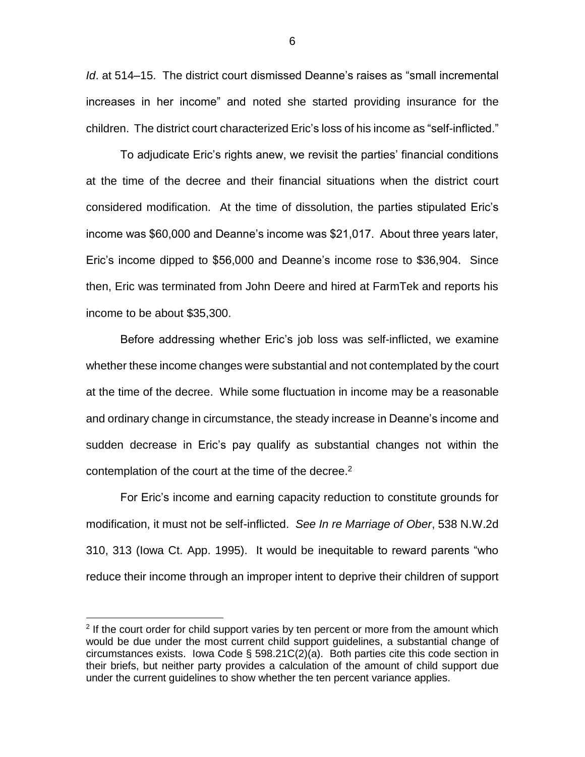*Id*. at 514–15. The district court dismissed Deanne's raises as "small incremental increases in her income" and noted she started providing insurance for the children. The district court characterized Eric's loss of his income as "self-inflicted."

To adjudicate Eric's rights anew, we revisit the parties' financial conditions at the time of the decree and their financial situations when the district court considered modification. At the time of dissolution, the parties stipulated Eric's income was $60,000 and Deanne's income was $21,017. About three years later, Eric's income dipped to $56,000 and Deanne's income rose to $36,904. Since then, Eric was terminated from John Deere and hired at FarmTek and reports his income to be about $35,300.

Before addressing whether Eric's job loss was self-inflicted, we examine whether these income changes were substantial and not contemplated by the court at the time of the decree. While some fluctuation in income may be a reasonable and ordinary change in circumstance, the steady increase in Deanne's income and sudden decrease in Eric's pay qualify as substantial changes not within the contemplation of the court at the time of the decree.[2]

For Eric's income and earning capacity reduction to constitute grounds for modification, it must not be self-inflicted. *See In re Marriage of Ober*, 538 N.W.2d 310, 313 (Iowa Ct. App. 1995). It would be inequitable to reward parents "who reduce their income through an improper intent to deprive their children of support

---

[2] If the court order for child support varies by ten percent or more from the amount which would be due under the most current child support guidelines, a substantial change of circumstances exists. Iowa Code § 598.21C(2)(a). Both parties cite this code section in their briefs, but neither party provides a calculation of the amount of child support due under the current guidelines to show whether the ten percent variance applies.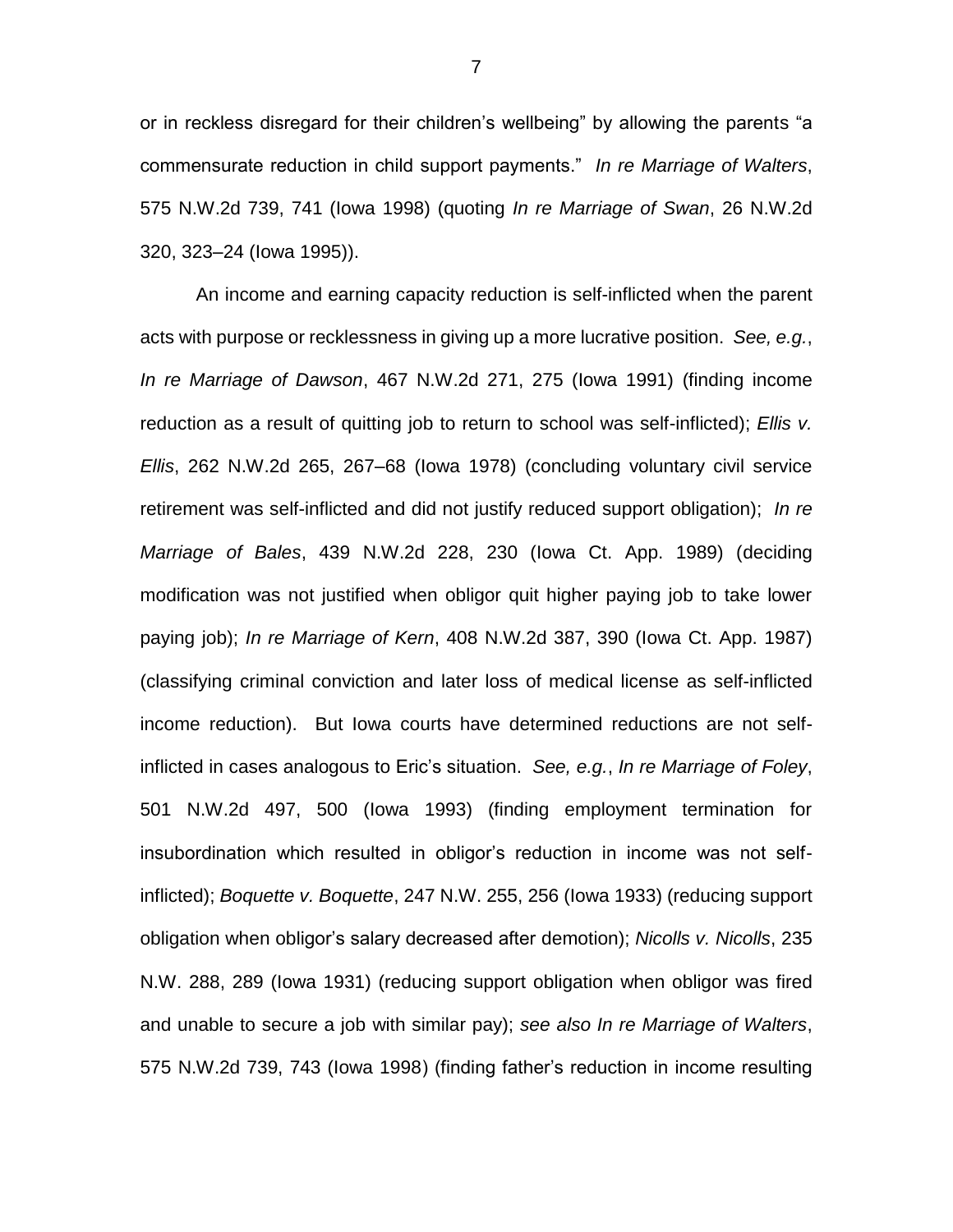or in reckless disregard for their children's wellbeing" by allowing the parents "a commensurate reduction in child support payments." *In re Marriage of Walters*, 575 N.W.2d 739, 741 (Iowa 1998) (quoting *In re Marriage of Swan*, 26 N.W.2d 320, 323–24 (Iowa 1995)).

An income and earning capacity reduction is self-inflicted when the parent acts with purpose or recklessness in giving up a more lucrative position. *See, e.g.*, *In re Marriage of Dawson*, 467 N.W.2d 271, 275 (Iowa 1991) (finding income reduction as a result of quitting job to return to school was self-inflicted); *Ellis v. Ellis*, 262 N.W.2d 265, 267–68 (Iowa 1978) (concluding voluntary civil service retirement was self-inflicted and did not justify reduced support obligation); *In re Marriage of Bales*, 439 N.W.2d 228, 230 (Iowa Ct. App. 1989) (deciding modification was not justified when obligor quit higher paying job to take lower paying job); *In re Marriage of Kern*, 408 N.W.2d 387, 390 (Iowa Ct. App. 1987) (classifying criminal conviction and later loss of medical license as self-inflicted income reduction). But Iowa courts have determined reductions are not self-inflicted in cases analogous to Eric's situation. *See, e.g.*, *In re Marriage of Foley*, 501 N.W.2d 497, 500 (Iowa 1993) (finding employment termination for insubordination which resulted in obligor's reduction in income was not self-inflicted); *Boquette v. Boquette*, 247 N.W. 255, 256 (Iowa 1933) (reducing support obligation when obligor's salary decreased after demotion); *Nicolls v. Nicolls*, 235 N.W. 288, 289 (Iowa 1931) (reducing support obligation when obligor was fired and unable to secure a job with similar pay); *see also In re Marriage of Walters*, 575 N.W.2d 739, 743 (Iowa 1998) (finding father's reduction in income resulting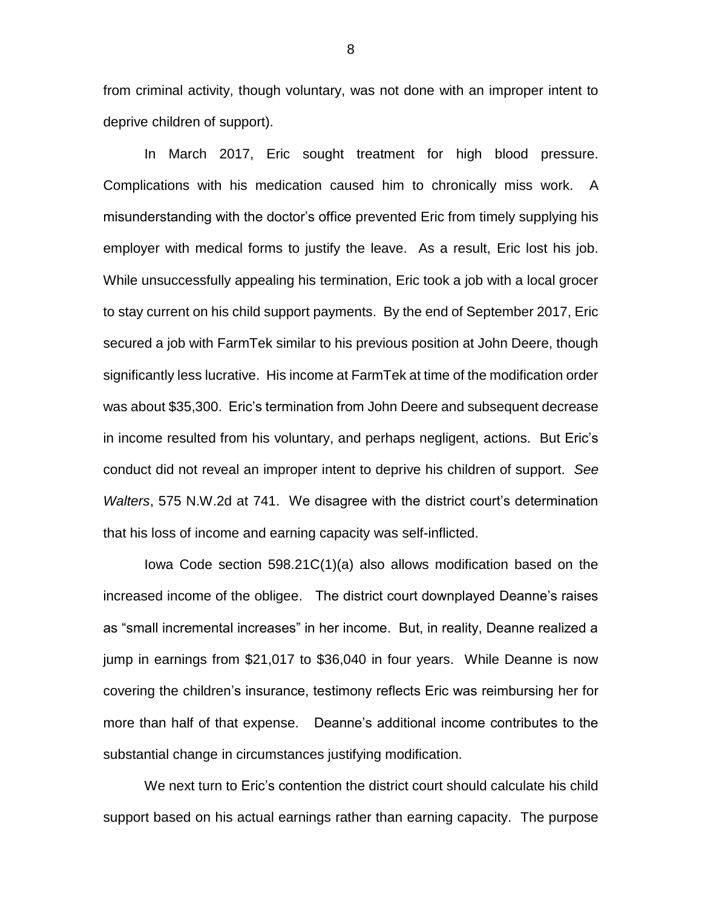from criminal activity, though voluntary, was not done with an improper intent to deprive children of support).

In March 2017, Eric sought treatment for high blood pressure. Complications with his medication caused him to chronically miss work. A misunderstanding with the doctor's office prevented Eric from timely supplying his employer with medical forms to justify the leave. As a result, Eric lost his job. While unsuccessfully appealing his termination, Eric took a job with a local grocer to stay current on his child support payments. By the end of September 2017, Eric secured a job with FarmTek similar to his previous position at John Deere, though significantly less lucrative. His income at FarmTek at time of the modification order was about $35,300. Eric's termination from John Deere and subsequent decrease in income resulted from his voluntary, and perhaps negligent, actions. But Eric's conduct did not reveal an improper intent to deprive his children of support. *See Walters*, 575 N.W.2d at 741. We disagree with the district court's determination that his loss of income and earning capacity was self-inflicted.

Iowa Code section 598.21C(1)(a) also allows modification based on the increased income of the obligee. The district court downplayed Deanne's raises as "small incremental increases" in her income. But, in reality, Deanne realized a jump in earnings from $21,017 to $36,040 in four years. While Deanne is now covering the children's insurance, testimony reflects Eric was reimbursing her for more than half of that expense. Deanne's additional income contributes to the substantial change in circumstances justifying modification.

We next turn to Eric's contention the district court should calculate his child support based on his actual earnings rather than earning capacity. The purpose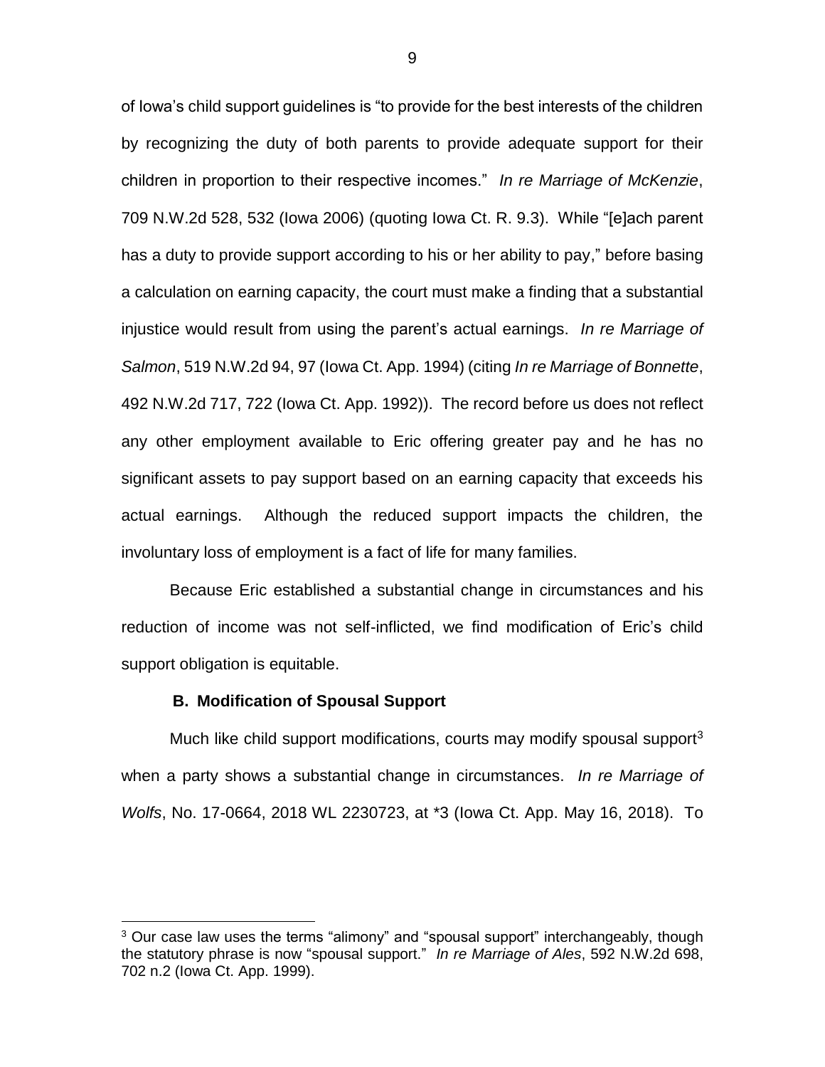of Iowa's child support guidelines is "to provide for the best interests of the children by recognizing the duty of both parents to provide adequate support for their children in proportion to their respective incomes." *In re Marriage of McKenzie*, 709 N.W.2d 528, 532 (Iowa 2006) (quoting Iowa Ct. R. 9.3). While "[e]ach parent has a duty to provide support according to his or her ability to pay," before basing a calculation on earning capacity, the court must make a finding that a substantial injustice would result from using the parent's actual earnings. *In re Marriage of Salmon*, 519 N.W.2d 94, 97 (Iowa Ct. App. 1994) (citing *In re Marriage of Bonnette*, 492 N.W.2d 717, 722 (Iowa Ct. App. 1992)). The record before us does not reflect any other employment available to Eric offering greater pay and he has no significant assets to pay support based on an earning capacity that exceeds his actual earnings. Although the reduced support impacts the children, the involuntary loss of employment is a fact of life for many families.

Because Eric established a substantial change in circumstances and his reduction of income was not self-inflicted, we find modification of Eric's child support obligation is equitable.

### B. Modification of Spousal Support

Much like child support modifications, courts may modify spousal support[3] when a party shows a substantial change in circumstances. *In re Marriage of Wolfs*, No. 17-0664, 2018 WL 2230723, at *3 (Iowa Ct. App. May 16, 2018). To

---

[3] Our case law uses the terms "alimony" and "spousal support" interchangeably, though the statutory phrase is now "spousal support." *In re Marriage of Ales*, 592 N.W.2d 698, 702 n.2 (Iowa Ct. App. 1999).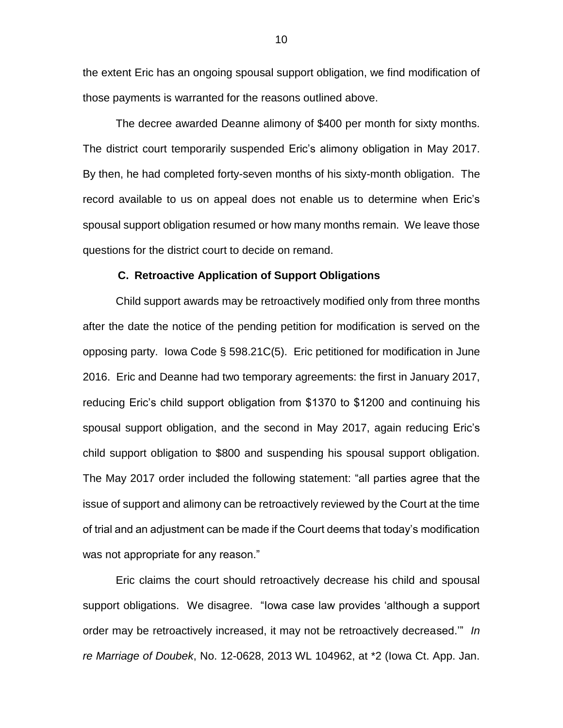the extent Eric has an ongoing spousal support obligation, we find modification of those payments is warranted for the reasons outlined above.

The decree awarded Deanne alimony of $400 per month for sixty months. The district court temporarily suspended Eric's alimony obligation in May 2017. By then, he had completed forty-seven months of his sixty-month obligation. The record available to us on appeal does not enable us to determine when Eric's spousal support obligation resumed or how many months remain. We leave those questions for the district court to decide on remand.

### C. Retroactive Application of Support Obligations

Child support awards may be retroactively modified only from three months after the date the notice of the pending petition for modification is served on the opposing party. Iowa Code § 598.21C(5). Eric petitioned for modification in June 2016. Eric and Deanne had two temporary agreements: the first in January 2017, reducing Eric's child support obligation from $1370 to $1200 and continuing his spousal support obligation, and the second in May 2017, again reducing Eric's child support obligation to $800 and suspending his spousal support obligation. The May 2017 order included the following statement: "all parties agree that the issue of support and alimony can be retroactively reviewed by the Court at the time of trial and an adjustment can be made if the Court deems that today's modification was not appropriate for any reason."

Eric claims the court should retroactively decrease his child and spousal support obligations. We disagree. "Iowa case law provides 'although a support order may be retroactively increased, it may not be retroactively decreased.'" *In re Marriage of Doubek*, No. 12-0628, 2013 WL 104962, at *2 (Iowa Ct. App. Jan.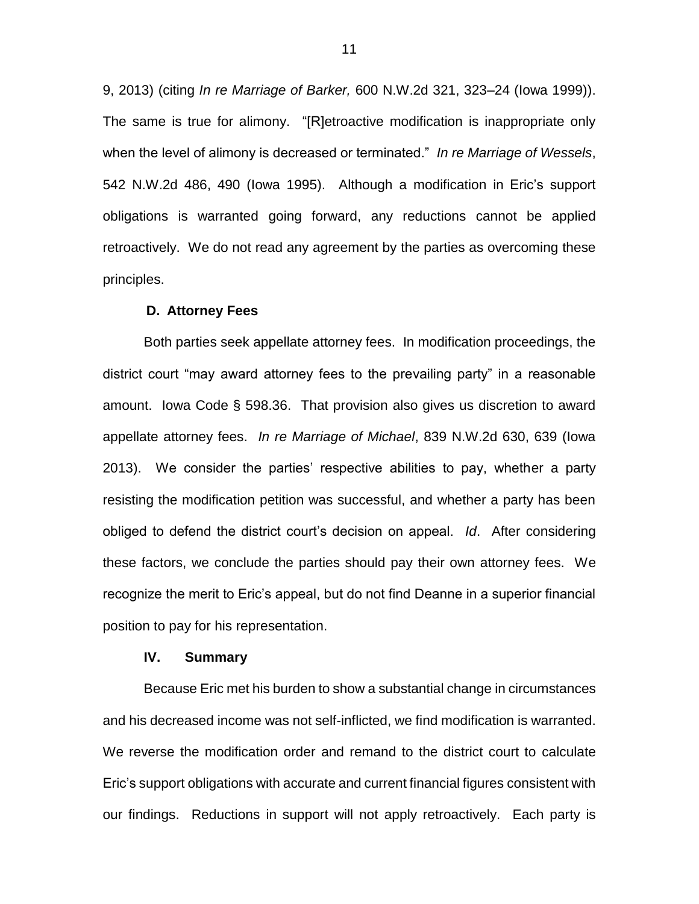9, 2013) (citing *In re Marriage of Barker,* 600 N.W.2d 321, 323–24 (Iowa 1999)). The same is true for alimony. "[R]etroactive modification is inappropriate only when the level of alimony is decreased or terminated." *In re Marriage of Wessels*, 542 N.W.2d 486, 490 (Iowa 1995). Although a modification in Eric's support obligations is warranted going forward, any reductions cannot be applied retroactively. We do not read any agreement by the parties as overcoming these principles.

### D. Attorney Fees

Both parties seek appellate attorney fees. In modification proceedings, the district court "may award attorney fees to the prevailing party" in a reasonable amount. Iowa Code § 598.36. That provision also gives us discretion to award appellate attorney fees. *In re Marriage of Michael*, 839 N.W.2d 630, 639 (Iowa 2013). We consider the parties' respective abilities to pay, whether a party resisting the modification petition was successful, and whether a party has been obliged to defend the district court's decision on appeal. *Id*. After considering these factors, we conclude the parties should pay their own attorney fees. We recognize the merit to Eric's appeal, but do not find Deanne in a superior financial position to pay for his representation.

## IV. Summary

Because Eric met his burden to show a substantial change in circumstances and his decreased income was not self-inflicted, we find modification is warranted. We reverse the modification order and remand to the district court to calculate Eric's support obligations with accurate and current financial figures consistent with our findings. Reductions in support will not apply retroactively. Each party is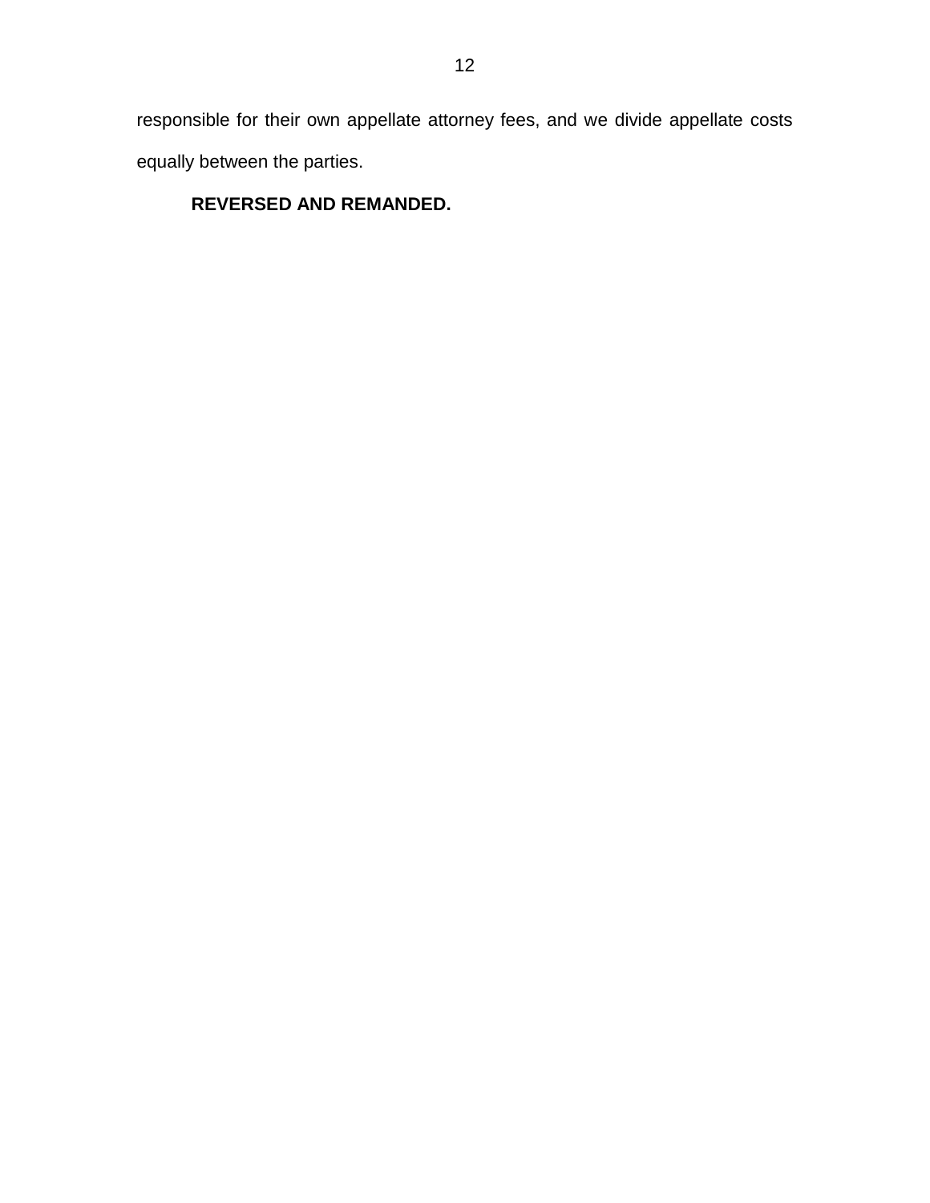responsible for their own appellate attorney fees, and we divide appellate costs equally between the parties.

**REVERSED AND REMANDED.**